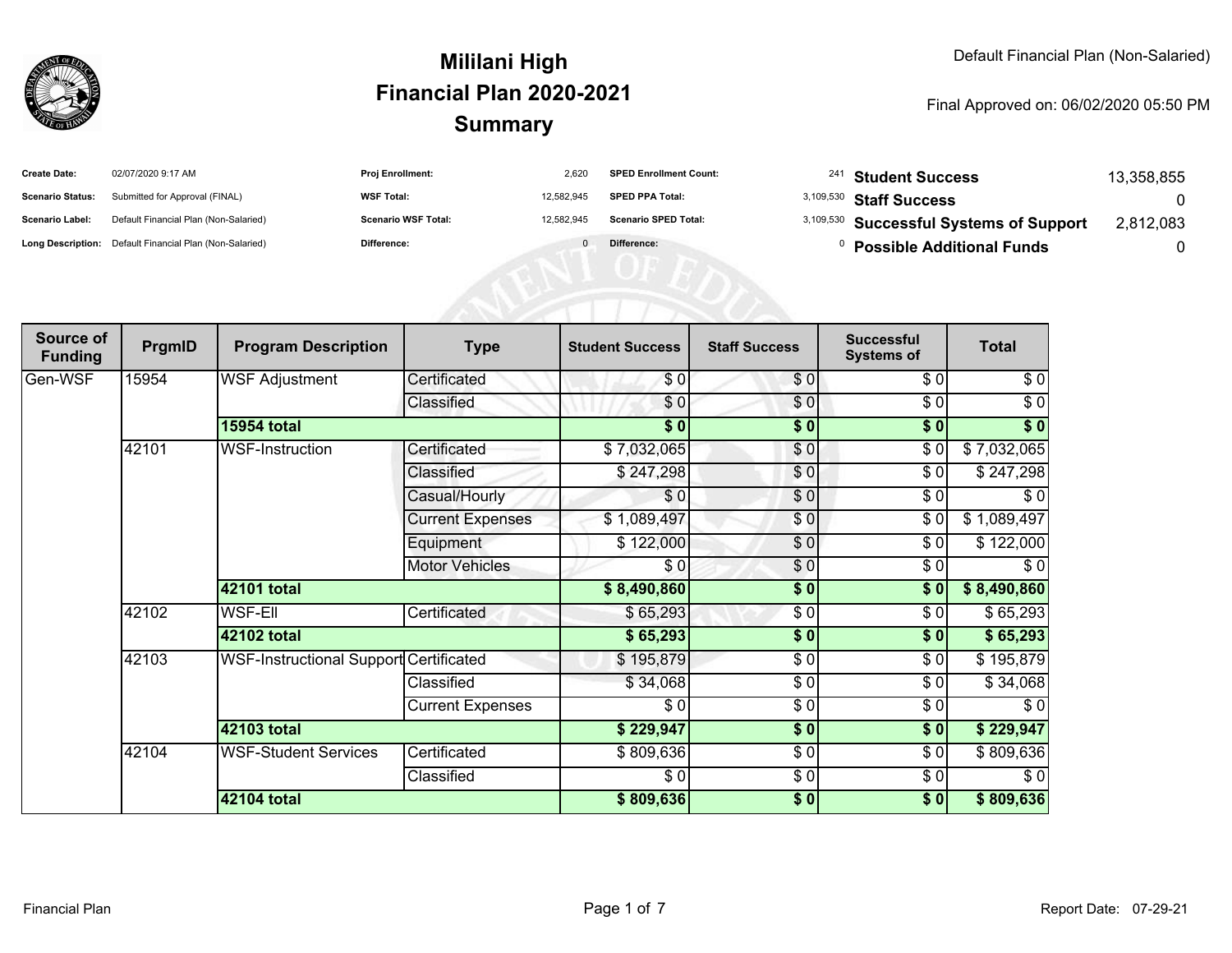# Mililani High
## Financial Plan 2020-2021
## Summary

Default Financial Plan (Non-Salaried)

Final Approved on: 06/02/2020 05:50 PM

| | | | | | | | |
|---|---|---|---|---|---|---|---|
| **Create Date:** | 02/07/2020 9:17 AM | **Proj Enrollment:** | 2,620 | **SPED Enrollment Count:** | 241 | **Student Success** | 13,358,855 |
| **Scenario Status:** | Submitted for Approval (FINAL) | **WSF Total:** | 12,582,945 | **SPED PPA Total:** | 3,109,530 | **Staff Success** | 0 |
| **Scenario Label:** | Default Financial Plan (Non-Salaried) | **Scenario WSF Total:** | 12,582,945 | **Scenario SPED Total:** | 3,109,530 | **Successful Systems of Support** | 2,812,083 |
| **Long Description:** | Default Financial Plan (Non-Salaried) | **Difference:** | 0 | **Difference:** | 0 | **Possible Additional Funds** | 0 |

| Source of Funding | PrgmID | Program Description | Type | Student Success | Staff Success | Successful Systems of | Total |
|---|---|---|---|---|---|---|---|
| Gen-WSF | 15954 | WSF Adjustment | Certificated | $ 0 | $ 0 | $ 0 | $ 0 |
| | | | Classified | $ 0 | $ 0 | $ 0 | $ 0 |
| | | **15954 total** | | **$ 0** | **$ 0** | **$ 0** | **$ 0** |
| | 42101 | WSF-Instruction | Certificated | $ 7,032,065 | $ 0 | $ 0 | $ 7,032,065 |
| | | | Classified | $ 247,298 | $ 0 | $ 0 | $ 247,298 |
| | | | Casual/Hourly | $ 0 | $ 0 | $ 0 | $ 0 |
| | | | Current Expenses | $ 1,089,497 | $ 0 | $ 0 | $ 1,089,497 |
| | | | Equipment | $ 122,000 | $ 0 | $ 0 | $ 122,000 |
| | | | Motor Vehicles | $ 0 | $ 0 | $ 0 | $ 0 |
| | | **42101 total** | | **$ 8,490,860** | **$ 0** | **$ 0** | **$ 8,490,860** |
| | 42102 | WSF-Ell | Certificated | $ 65,293 | $ 0 | $ 0 | $ 65,293 |
| | | **42102 total** | | **$ 65,293** | **$ 0** | **$ 0** | **$ 65,293** |
| | 42103 | WSF-Instructional Support | Certificated | $ 195,879 | $ 0 | $ 0 | $ 195,879 |
| | | | Classified | $ 34,068 | $ 0 | $ 0 | $ 34,068 |
| | | | Current Expenses | $ 0 | $ 0 | $ 0 | $ 0 |
| | | **42103 total** | | **$ 229,947** | **$ 0** | **$ 0** | **$ 229,947** |
| | 42104 | WSF-Student Services | Certificated | $ 809,636 | $ 0 | $ 0 | $ 809,636 |
| | | | Classified | $ 0 | $ 0 | $ 0 | $ 0 |
| | | **42104 total** | | **$ 809,636** | **$ 0** | **$ 0** | **$ 809,636** |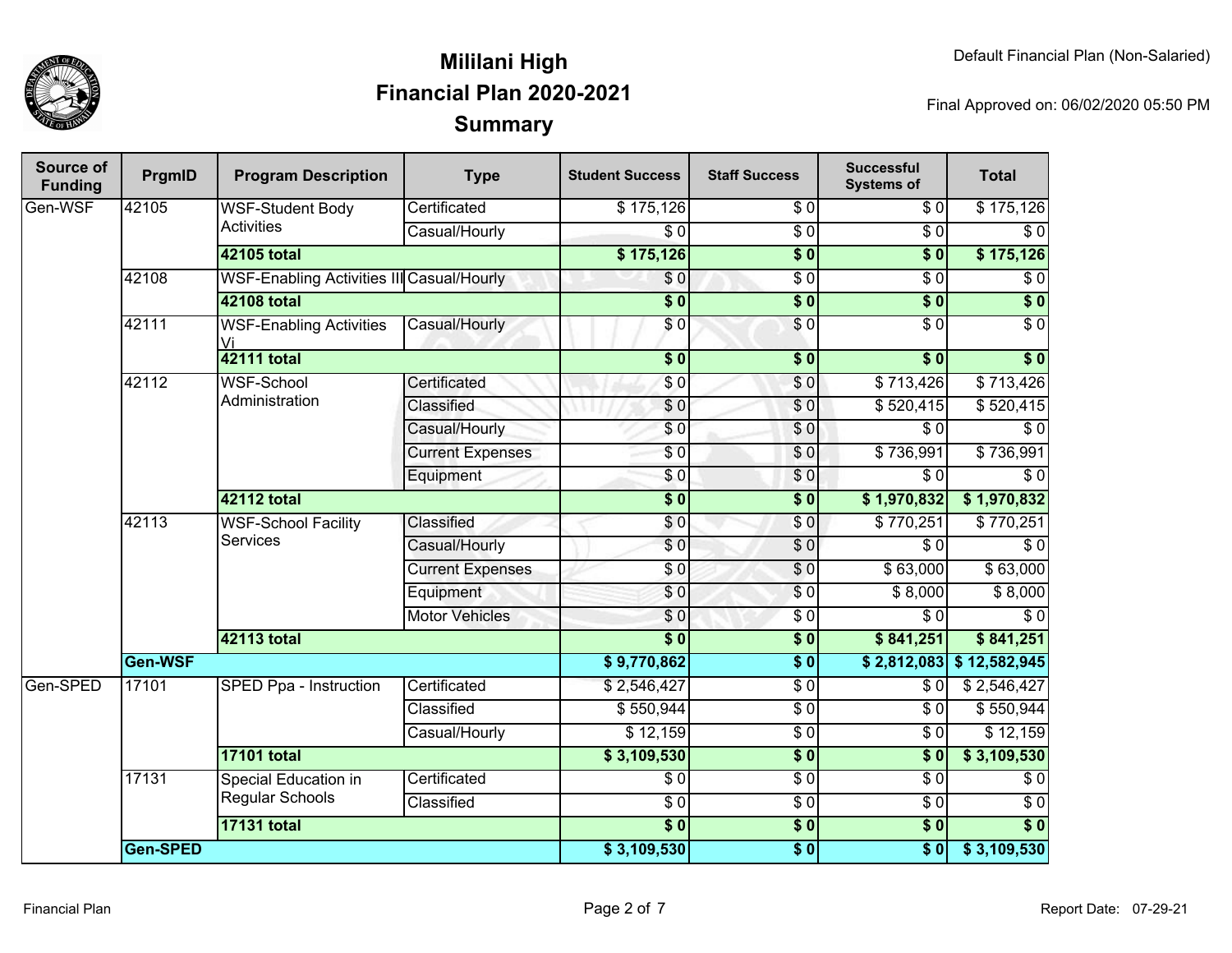# Mililani High
## Financial Plan 2020-2021
## Summary

Default Financial Plan (Non-Salaried)

Final Approved on: 06/02/2020 05:50 PM

| Source of Funding | PrgmID | Program Description | Type | Student Success | Staff Success | Successful Systems of | Total |
|---|---|---|---|---|---|---|---|
| Gen-WSF | 42105 | WSF-Student Body Activities | Certificated | $ 175,126 | $ 0 | $ 0 | $ 175,126 |
| | | | Casual/Hourly | $ 0 | $ 0 | $ 0 | $ 0 |
| | | **42105 total** | | **$ 175,126** | **$ 0** | **$ 0** | **$ 175,126** |
| | 42108 | WSF-Enabling Activities III | Casual/Hourly | $ 0 | $ 0 | $ 0 | $ 0 |
| | | **42108 total** | | **$ 0** | **$ 0** | **$ 0** | **$ 0** |
| | 42111 | WSF-Enabling Activities Vi | Casual/Hourly | $ 0 | $ 0 | $ 0 | $ 0 |
| | | **42111 total** | | **$ 0** | **$ 0** | **$ 0** | **$ 0** |
| | 42112 | WSF-School Administration | Certificated | $ 0 | $ 0 | $ 713,426 | $ 713,426 |
| | | | Classified | $ 0 | $ 0 | $ 520,415 | $ 520,415 |
| | | | Casual/Hourly | $ 0 | $ 0 | $ 0 | $ 0 |
| | | | Current Expenses | $ 0 | $ 0 | $ 736,991 | $ 736,991 |
| | | | Equipment | $ 0 | $ 0 | $ 0 | $ 0 |
| | | **42112 total** | | **$ 0** | **$ 0** | **$ 1,970,832** | **$ 1,970,832** |
| | 42113 | WSF-School Facility Services | Classified | $ 0 | $ 0 | $ 770,251 | $ 770,251 |
| | | | Casual/Hourly | $ 0 | $ 0 | $ 0 | $ 0 |
| | | | Current Expenses | $ 0 | $ 0 | $ 63,000 | $ 63,000 |
| | | | Equipment | $ 0 | $ 0 | $ 8,000 | $ 8,000 |
| | | | Motor Vehicles | $ 0 | $ 0 | $ 0 | $ 0 |
| | | **42113 total** | | **$ 0** | **$ 0** | **$ 841,251** | **$ 841,251** |
| | **Gen-WSF** | | | **$ 9,770,862** | **$ 0** | **$ 2,812,083** | **$ 12,582,945** |
| Gen-SPED | 17101 | SPED Ppa - Instruction | Certificated | $ 2,546,427 | $ 0 | $ 0 | $ 2,546,427 |
| | | | Classified | $ 550,944 | $ 0 | $ 0 | $ 550,944 |
| | | | Casual/Hourly | $ 12,159 | $ 0 | $ 0 | $ 12,159 |
| | | **17101 total** | | **$ 3,109,530** | **$ 0** | **$ 0** | **$ 3,109,530** |
| | 17131 | Special Education in Regular Schools | Certificated | $ 0 | $ 0 | $ 0 | $ 0 |
| | | | Classified | $ 0 | $ 0 | $ 0 | $ 0 |
| | | **17131 total** | | **$ 0** | **$ 0** | **$ 0** | **$ 0** |
| | **Gen-SPED** | | | **$ 3,109,530** | **$ 0** | **$ 0** | **$ 3,109,530** |

Financial Plan

Report Date: 07-29-21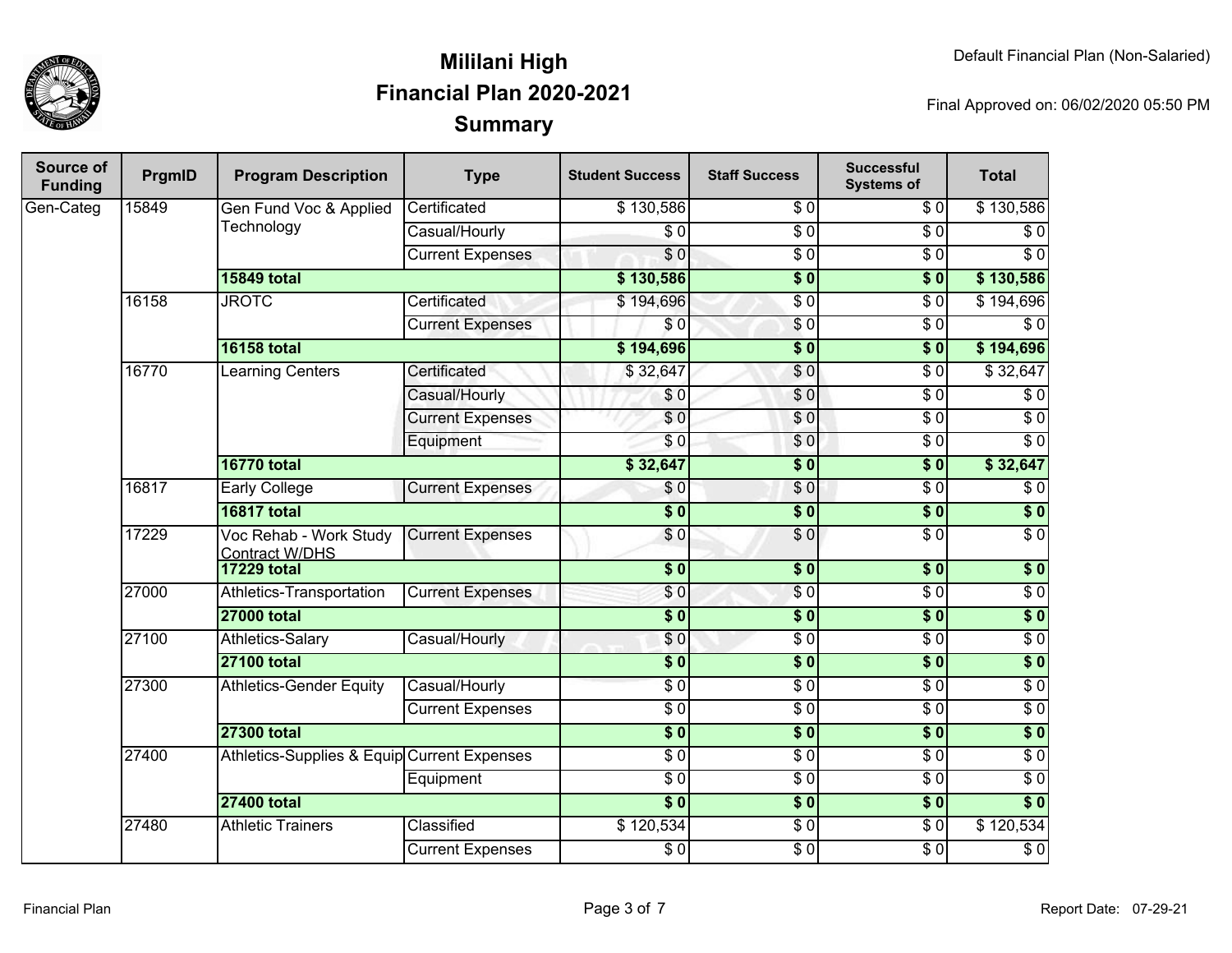# Mililani High
## Financial Plan 2020-2021
## Summary

Default Financial Plan (Non-Salaried)

Final Approved on: 06/02/2020 05:50 PM

| Source of Funding | PrgmID | Program Description | Type | Student Success | Staff Success | Successful Systems of | Total |
|---|---|---|---|---|---|---|---|
| Gen-Categ | 15849 | Gen Fund Voc & Applied Technology | Certificated | $ 130,586 | $ 0 | $ 0 | $ 130,586 |
| | | | Casual/Hourly | $ 0 | $ 0 | $ 0 | $ 0 |
| | | | Current Expenses | $ 0 | $ 0 | $ 0 | $ 0 |
| | | **15849 total** | | **$ 130,586** | **$ 0** | **$ 0** | **$ 130,586** |
| | 16158 | JROTC | Certificated | $ 194,696 | $ 0 | $ 0 | $ 194,696 |
| | | | Current Expenses | $ 0 | $ 0 | $ 0 | $ 0 |
| | | **16158 total** | | **$ 194,696** | **$ 0** | **$ 0** | **$ 194,696** |
| | 16770 | Learning Centers | Certificated | $ 32,647 | $ 0 | $ 0 | $ 32,647 |
| | | | Casual/Hourly | $ 0 | $ 0 | $ 0 | $ 0 |
| | | | Current Expenses | $ 0 | $ 0 | $ 0 | $ 0 |
| | | | Equipment | $ 0 | $ 0 | $ 0 | $ 0 |
| | | **16770 total** | | **$ 32,647** | **$ 0** | **$ 0** | **$ 32,647** |
| | 16817 | Early College | Current Expenses | $ 0 | $ 0 | $ 0 | $ 0 |
| | | **16817 total** | | **$ 0** | **$ 0** | **$ 0** | **$ 0** |
| | 17229 | Voc Rehab - Work Study Contract W/DHS | Current Expenses | $ 0 | $ 0 | $ 0 | $ 0 |
| | | **17229 total** | | **$ 0** | **$ 0** | **$ 0** | **$ 0** |
| | 27000 | Athletics-Transportation | Current Expenses | $ 0 | $ 0 | $ 0 | $ 0 |
| | | **27000 total** | | **$ 0** | **$ 0** | **$ 0** | **$ 0** |
| | 27100 | Athletics-Salary | Casual/Hourly | $ 0 | $ 0 | $ 0 | $ 0 |
| | | **27100 total** | | **$ 0** | **$ 0** | **$ 0** | **$ 0** |
| | 27300 | Athletics-Gender Equity | Casual/Hourly | $ 0 | $ 0 | $ 0 | $ 0 |
| | | | Current Expenses | $ 0 | $ 0 | $ 0 | $ 0 |
| | | **27300 total** | | **$ 0** | **$ 0** | **$ 0** | **$ 0** |
| | 27400 | Athletics-Supplies & Equip | Current Expenses | $ 0 | $ 0 | $ 0 | $ 0 |
| | | | Equipment | $ 0 | $ 0 | $ 0 | $ 0 |
| | | **27400 total** | | **$ 0** | **$ 0** | **$ 0** | **$ 0** |
| | 27480 | Athletic Trainers | Classified | $ 120,534 | $ 0 | $ 0 | $ 120,534 |
| | | | Current Expenses | $ 0 | $ 0 | $ 0 | $ 0 |

Report Date: 07-29-21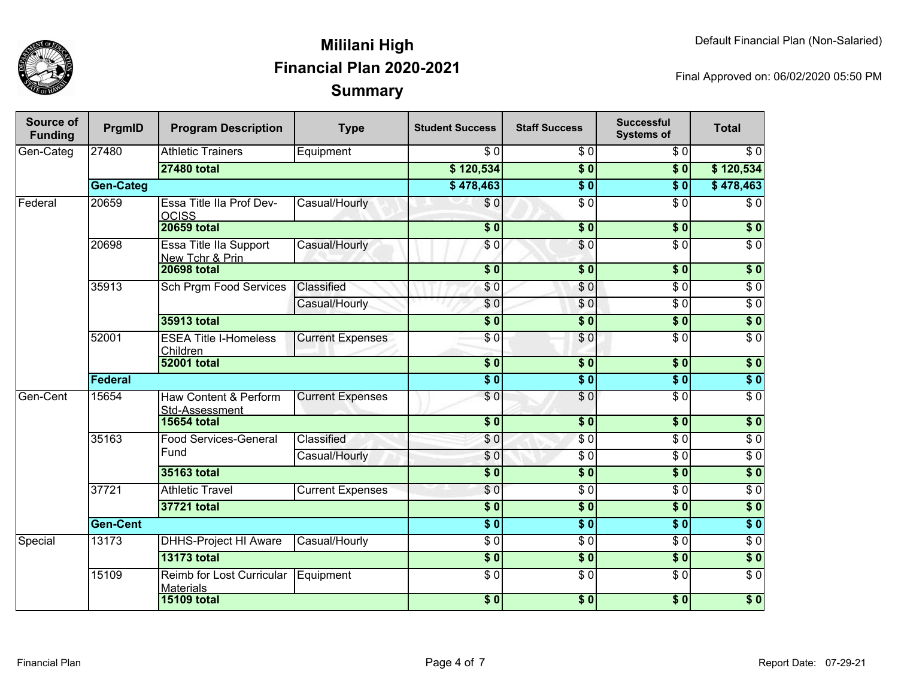# Mililani High
## Financial Plan 2020-2021
## Summary

Default Financial Plan (Non-Salaried)

Final Approved on: 06/02/2020 05:50 PM

| Source of Funding | PrgmID | Program Description | Type | Student Success | Staff Success | Successful Systems of | Total |
|---|---|---|---|---|---|---|---|
| Gen-Categ | 27480 | Athletic Trainers | Equipment | $ 0 | $ 0 | $ 0 | $ 0 |
| | | **27480 total** | | **$ 120,534** | **$ 0** | **$ 0** | **$ 120,534** |
| | **Gen-Categ** | | | **$ 478,463** | **$ 0** | **$ 0** | **$ 478,463** |
| Federal | 20659 | Essa Title IIa Prof Dev-OCISS | Casual/Hourly | $ 0 | $ 0 | $ 0 | $ 0 |
| | | **20659 total** | | **$ 0** | **$ 0** | **$ 0** | **$ 0** |
| | 20698 | Essa Title IIa Support New Tchr & Prin | Casual/Hourly | $ 0 | $ 0 | $ 0 | $ 0 |
| | | **20698 total** | | **$ 0** | **$ 0** | **$ 0** | **$ 0** |
| | 35913 | Sch Prgm Food Services | Classified | $ 0 | $ 0 | $ 0 | $ 0 |
| | | | Casual/Hourly | $ 0 | $ 0 | $ 0 | $ 0 |
| | | **35913 total** | | **$ 0** | **$ 0** | **$ 0** | **$ 0** |
| | 52001 | ESEA Title I-Homeless Children | Current Expenses | $ 0 | $ 0 | $ 0 | $ 0 |
| | | **52001 total** | | **$ 0** | **$ 0** | **$ 0** | **$ 0** |
| | **Federal** | | | **$ 0** | **$ 0** | **$ 0** | **$ 0** |
| Gen-Cent | 15654 | Haw Content & Perform Std-Assessment | Current Expenses | $ 0 | $ 0 | $ 0 | $ 0 |
| | | **15654 total** | | **$ 0** | **$ 0** | **$ 0** | **$ 0** |
| | 35163 | Food Services-General Fund | Classified | $ 0 | $ 0 | $ 0 | $ 0 |
| | | | Casual/Hourly | $ 0 | $ 0 | $ 0 | $ 0 |
| | | **35163 total** | | **$ 0** | **$ 0** | **$ 0** | **$ 0** |
| | 37721 | Athletic Travel | Current Expenses | $ 0 | $ 0 | $ 0 | $ 0 |
| | | **37721 total** | | **$ 0** | **$ 0** | **$ 0** | **$ 0** |
| | **Gen-Cent** | | | **$ 0** | **$ 0** | **$ 0** | **$ 0** |
| Special | 13173 | DHHS-Project HI Aware | Casual/Hourly | $ 0 | $ 0 | $ 0 | $ 0 |
| | | **13173 total** | | **$ 0** | **$ 0** | **$ 0** | **$ 0** |
| | 15109 | Reimb for Lost Curricular Materials | Equipment | $ 0 | $ 0 | $ 0 | $ 0 |
| | | **15109 total** | | **$ 0** | **$ 0** | **$ 0** | **$ 0** |

Report Date: 07-29-21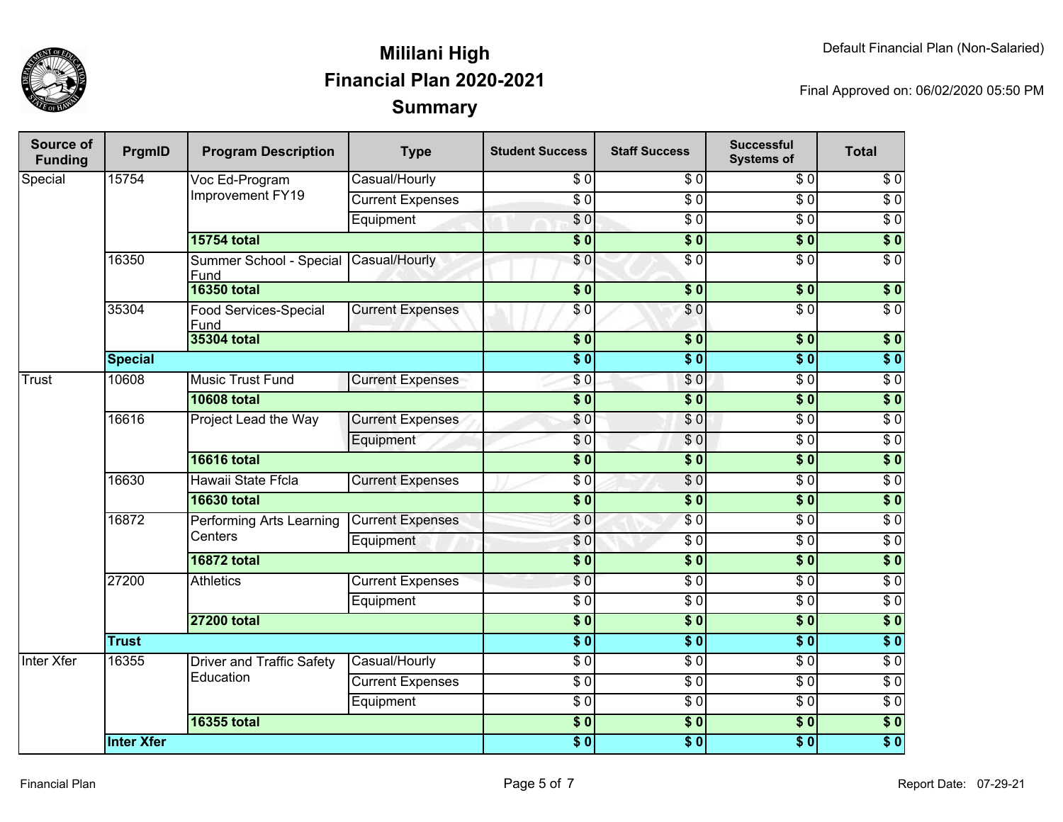# Mililani High
## Financial Plan 2020-2021
## Summary

Default Financial Plan (Non-Salaried)

Final Approved on: 06/02/2020 05:50 PM

| Source of Funding | PrgmID | Program Description | Type | Student Success | Staff Success | Successful Systems of | Total |
|---|---|---|---|---|---|---|---|
| Special | 15754 | Voc Ed-Program Improvement FY19 | Casual/Hourly | $ 0 | $ 0 | $ 0 | $ 0 |
| | | | Current Expenses | $ 0 | $ 0 | $ 0 | $ 0 |
| | | | Equipment | $ 0 | $ 0 | $ 0 | $ 0 |
| | | **15754 total** | | **$ 0** | **$ 0** | **$ 0** | **$ 0** |
| | 16350 | Summer School - Special Fund | Casual/Hourly | $ 0 | $ 0 | $ 0 | $ 0 |
| | | **16350 total** | | **$ 0** | **$ 0** | **$ 0** | **$ 0** |
| | 35304 | Food Services-Special Fund | Current Expenses | $ 0 | $ 0 | $ 0 | $ 0 |
| | | **35304 total** | | **$ 0** | **$ 0** | **$ 0** | **$ 0** |
| | **Special** | | | **$ 0** | **$ 0** | **$ 0** | **$ 0** |
| Trust | 10608 | Music Trust Fund | Current Expenses | $ 0 | $ 0 | $ 0 | $ 0 |
| | | **10608 total** | | **$ 0** | **$ 0** | **$ 0** | **$ 0** |
| | 16616 | Project Lead the Way | Current Expenses | $ 0 | $ 0 | $ 0 | $ 0 |
| | | | Equipment | $ 0 | $ 0 | $ 0 | $ 0 |
| | | **16616 total** | | **$ 0** | **$ 0** | **$ 0** | **$ 0** |
| | 16630 | Hawaii State Ffcla | Current Expenses | $ 0 | $ 0 | $ 0 | $ 0 |
| | | **16630 total** | | **$ 0** | **$ 0** | **$ 0** | **$ 0** |
| | 16872 | Performing Arts Learning Centers | Current Expenses | $ 0 | $ 0 | $ 0 | $ 0 |
| | | | Equipment | $ 0 | $ 0 | $ 0 | $ 0 |
| | | **16872 total** | | **$ 0** | **$ 0** | **$ 0** | **$ 0** |
| | 27200 | Athletics | Current Expenses | $ 0 | $ 0 | $ 0 | $ 0 |
| | | | Equipment | $ 0 | $ 0 | $ 0 | $ 0 |
| | | **27200 total** | | **$ 0** | **$ 0** | **$ 0** | **$ 0** |
| | **Trust** | | | **$ 0** | **$ 0** | **$ 0** | **$ 0** |
| Inter Xfer | 16355 | Driver and Traffic Safety Education | Casual/Hourly | $ 0 | $ 0 | $ 0 | $ 0 |
| | | | Current Expenses | $ 0 | $ 0 | $ 0 | $ 0 |
| | | | Equipment | $ 0 | $ 0 | $ 0 | $ 0 |
| | | **16355 total** | | **$ 0** | **$ 0** | **$ 0** | **$ 0** |
| | **Inter Xfer** | | | **$ 0** | **$ 0** | **$ 0** | **$ 0** |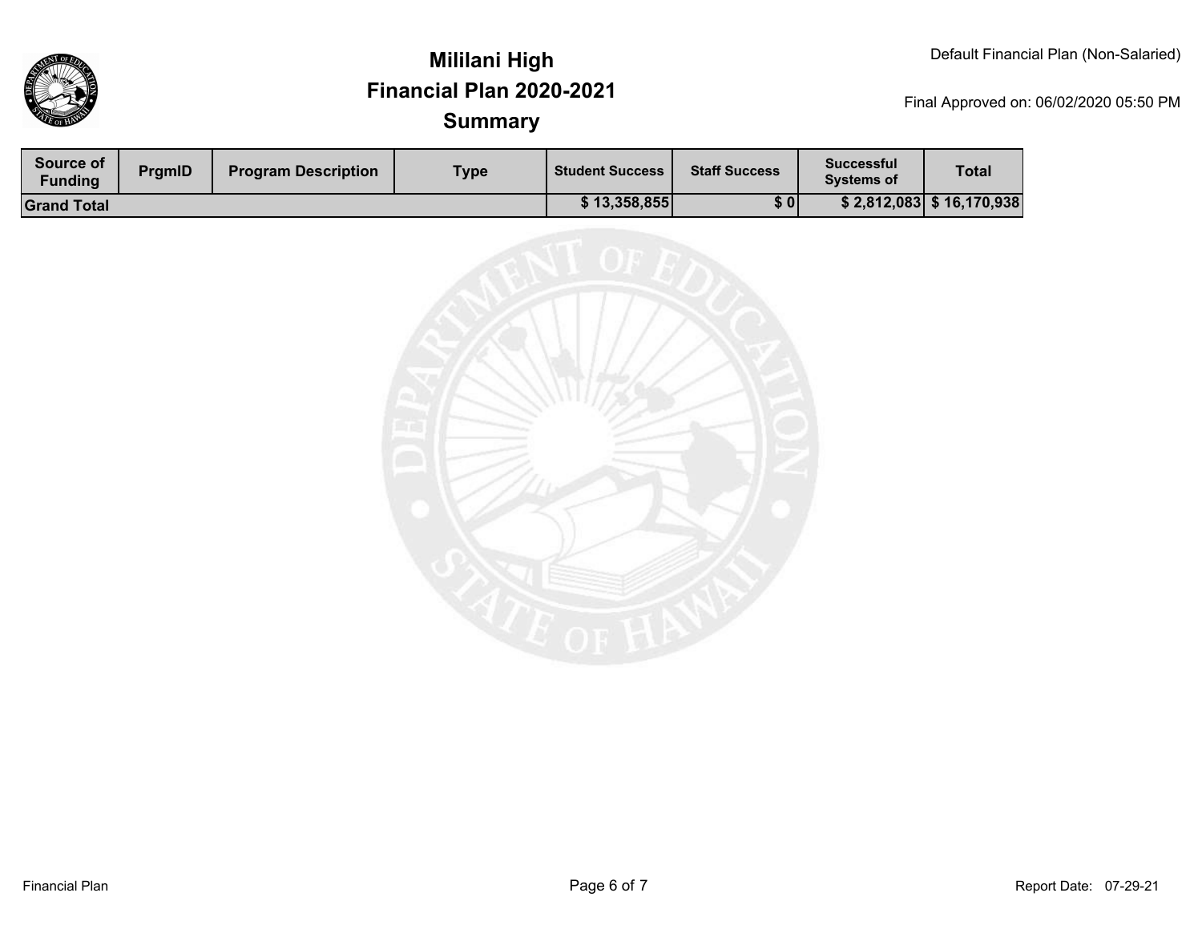# Mililani High
## Financial Plan 2020-2021
### Summary

Default Financial Plan (Non-Salaried)

Final Approved on: 06/02/2020 05:50 PM

| Source of Funding | PrgmID | Program Description | Type | Student Success | Staff Success | Successful Systems of | Total |
|---|---|---|---|---|---|---|---|
| **Grand Total** | | | | **$ 13,358,855** | **$ 0** | **$ 2,812,083** | **$ 16,170,938** |

Report Date: 07-29-21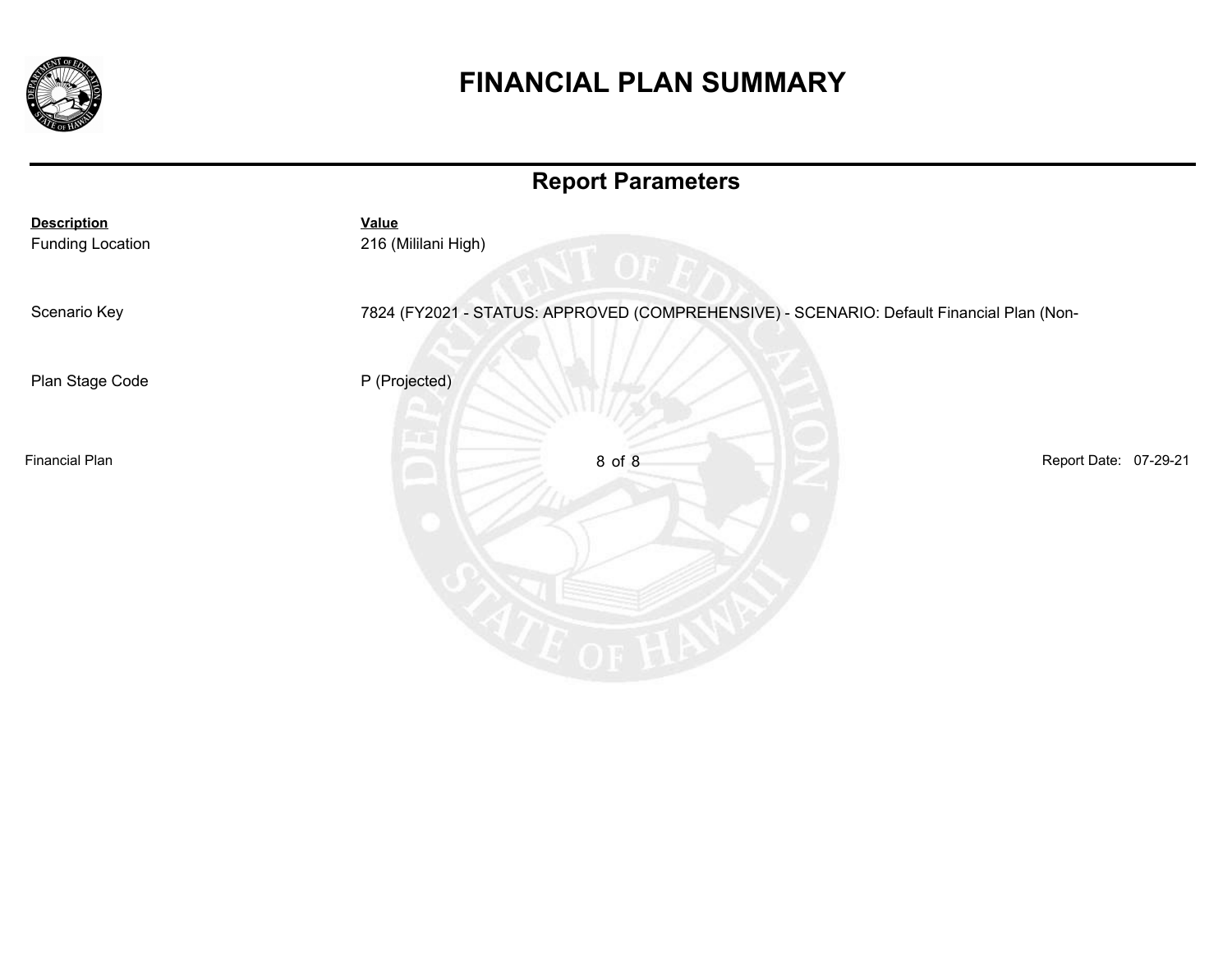# FINANCIAL PLAN SUMMARY

## Report Parameters

| Description | Value |
|---|---|
| Funding Location | 216 (Mililani High) |
| Scenario Key | 7824 (FY2021 - STATUS: APPROVED (COMPREHENSIVE) - SCENARIO: Default Financial Plan (Non- |
| Plan Stage Code | P (Projected) |

Financial Plan

Report Date: 07-29-21